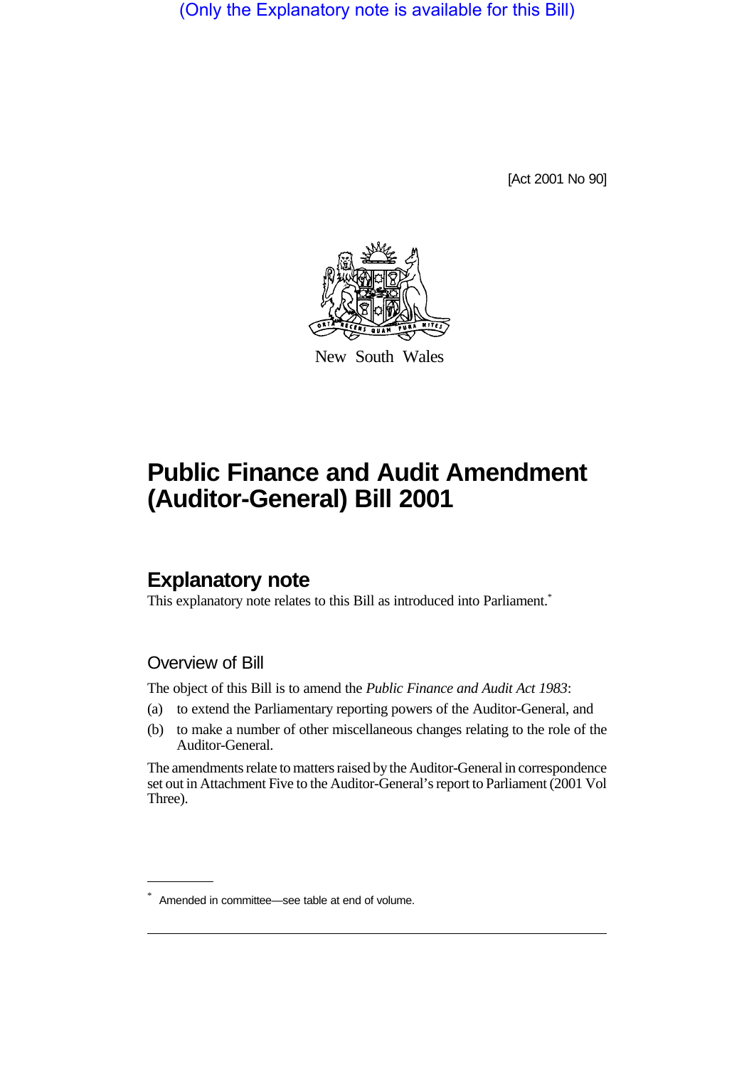(Only the Explanatory note is available for this Bill)

[Act 2001 No 90]

New South Wales

# Public Finance and Audit Amendment (Auditor-General) Bill 2001

## Explanatory note

This explanatory note relates to this Bill as introduced into Parliament.*

### Overview of Bill

The object of this Bill is to amend the *Public Finance and Audit Act 1983*:

(a) to extend the Parliamentary reporting powers of the Auditor-General, and

(b) to make a number of other miscellaneous changes relating to the role of the Auditor-General.

The amendments relate to matters raised by the Auditor-General in correspondence set out in Attachment Five to the Auditor-General's report to Parliament (2001 Vol Three).

\* Amended in committee—see table at end of volume.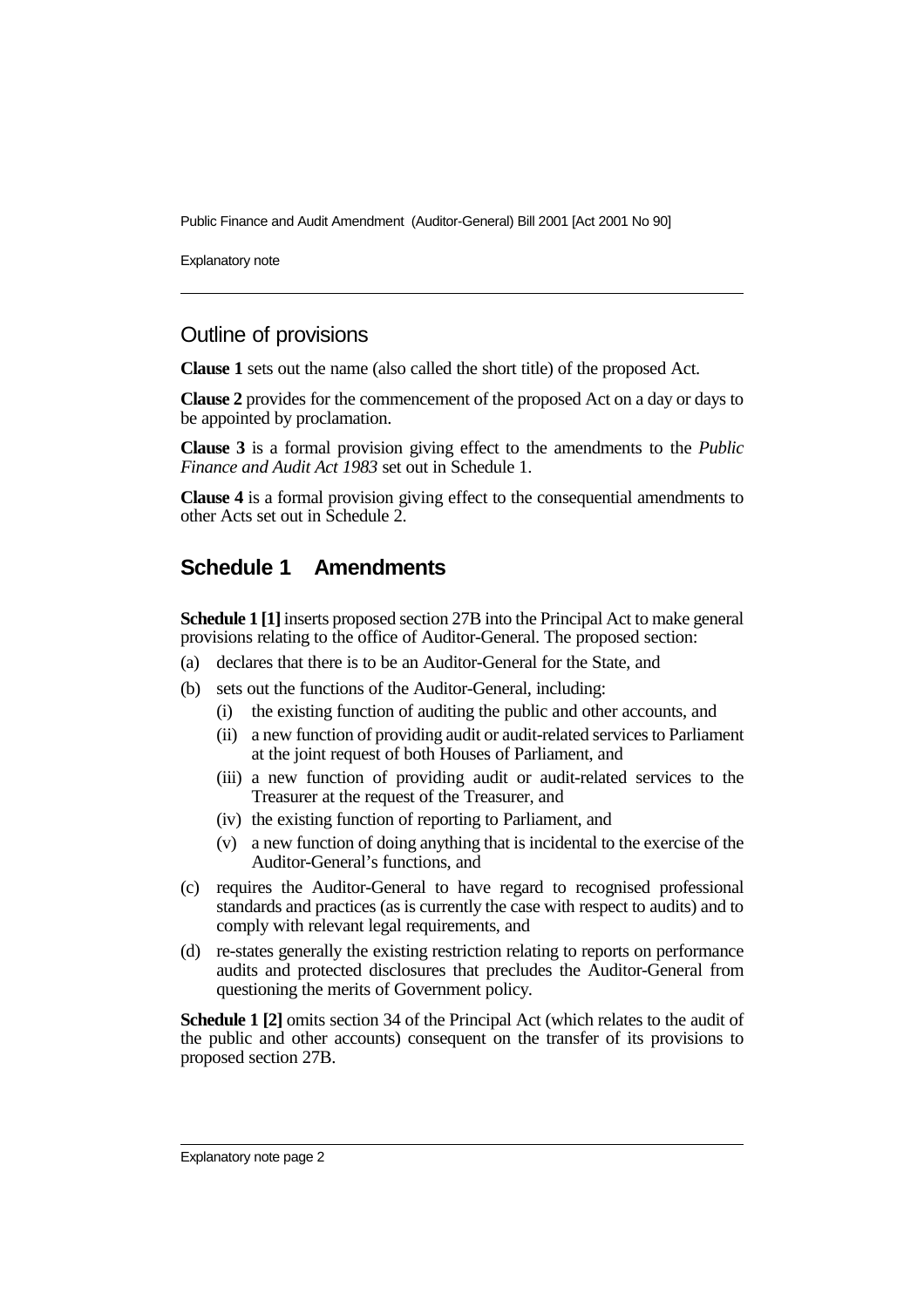## Outline of provisions

**Clause 1** sets out the name (also called the short title) of the proposed Act.

**Clause 2** provides for the commencement of the proposed Act on a day or days to be appointed by proclamation.

**Clause 3** is a formal provision giving effect to the amendments to the *Public Finance and Audit Act 1983* set out in Schedule 1.

**Clause 4** is a formal provision giving effect to the consequential amendments to other Acts set out in Schedule 2.

## Schedule 1 Amendments

**Schedule 1 [1]** inserts proposed section 27B into the Principal Act to make general provisions relating to the office of Auditor-General. The proposed section:

(a) declares that there is to be an Auditor-General for the State, and

(b) sets out the functions of the Auditor-General, including:

  (i) the existing function of auditing the public and other accounts, and

  (ii) a new function of providing audit or audit-related services to Parliament at the joint request of both Houses of Parliament, and

  (iii) a new function of providing audit or audit-related services to the Treasurer at the request of the Treasurer, and

  (iv) the existing function of reporting to Parliament, and

  (v) a new function of doing anything that is incidental to the exercise of the Auditor-General's functions, and

(c) requires the Auditor-General to have regard to recognised professional standards and practices (as is currently the case with respect to audits) and to comply with relevant legal requirements, and

(d) re-states generally the existing restriction relating to reports on performance audits and protected disclosures that precludes the Auditor-General from questioning the merits of Government policy.

**Schedule 1 [2]** omits section 34 of the Principal Act (which relates to the audit of the public and other accounts) consequent on the transfer of its provisions to proposed section 27B.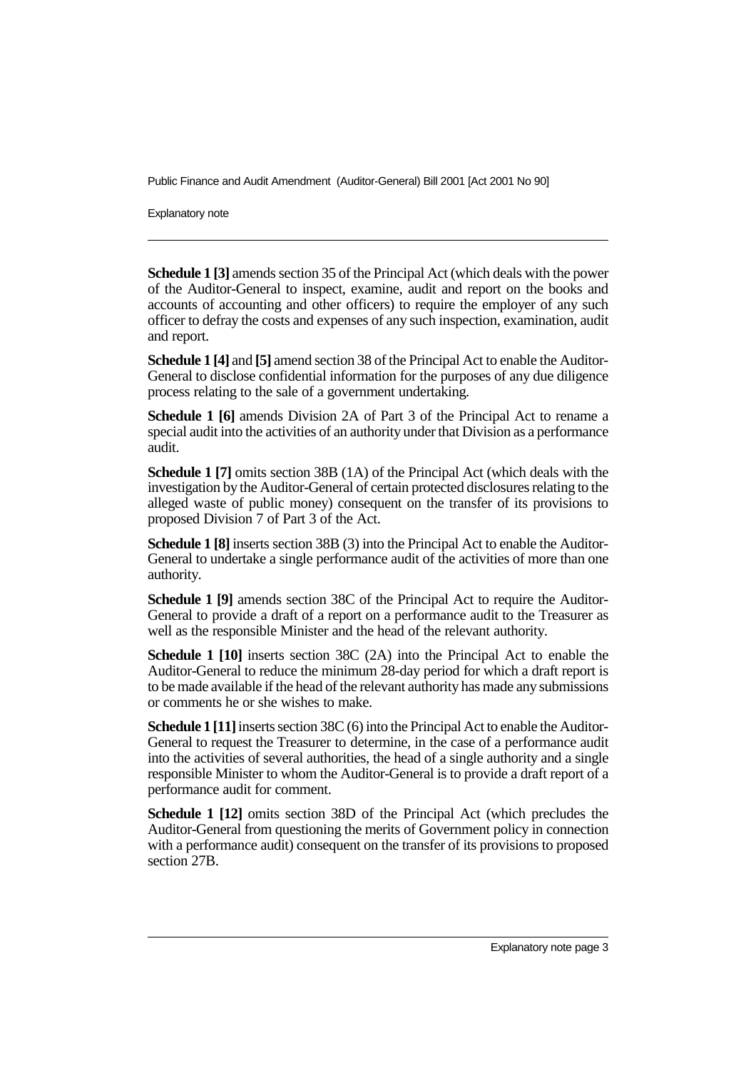**Schedule 1 [3]** amends section 35 of the Principal Act (which deals with the power of the Auditor-General to inspect, examine, audit and report on the books and accounts of accounting and other officers) to require the employer of any such officer to defray the costs and expenses of any such inspection, examination, audit and report.

**Schedule 1 [4]** and **[5]** amend section 38 of the Principal Act to enable the Auditor-General to disclose confidential information for the purposes of any due diligence process relating to the sale of a government undertaking.

**Schedule 1 [6]** amends Division 2A of Part 3 of the Principal Act to rename a special audit into the activities of an authority under that Division as a performance audit.

**Schedule 1 [7]** omits section 38B (1A) of the Principal Act (which deals with the investigation by the Auditor-General of certain protected disclosures relating to the alleged waste of public money) consequent on the transfer of its provisions to proposed Division 7 of Part 3 of the Act.

**Schedule 1 [8]** inserts section 38B (3) into the Principal Act to enable the Auditor-General to undertake a single performance audit of the activities of more than one authority.

**Schedule 1 [9]** amends section 38C of the Principal Act to require the Auditor-General to provide a draft of a report on a performance audit to the Treasurer as well as the responsible Minister and the head of the relevant authority.

**Schedule 1 [10]** inserts section 38C (2A) into the Principal Act to enable the Auditor-General to reduce the minimum 28-day period for which a draft report is to be made available if the head of the relevant authority has made any submissions or comments he or she wishes to make.

**Schedule 1 [11]** inserts section 38C (6) into the Principal Act to enable the Auditor-General to request the Treasurer to determine, in the case of a performance audit into the activities of several authorities, the head of a single authority and a single responsible Minister to whom the Auditor-General is to provide a draft report of a performance audit for comment.

**Schedule 1 [12]** omits section 38D of the Principal Act (which precludes the Auditor-General from questioning the merits of Government policy in connection with a performance audit) consequent on the transfer of its provisions to proposed section 27B.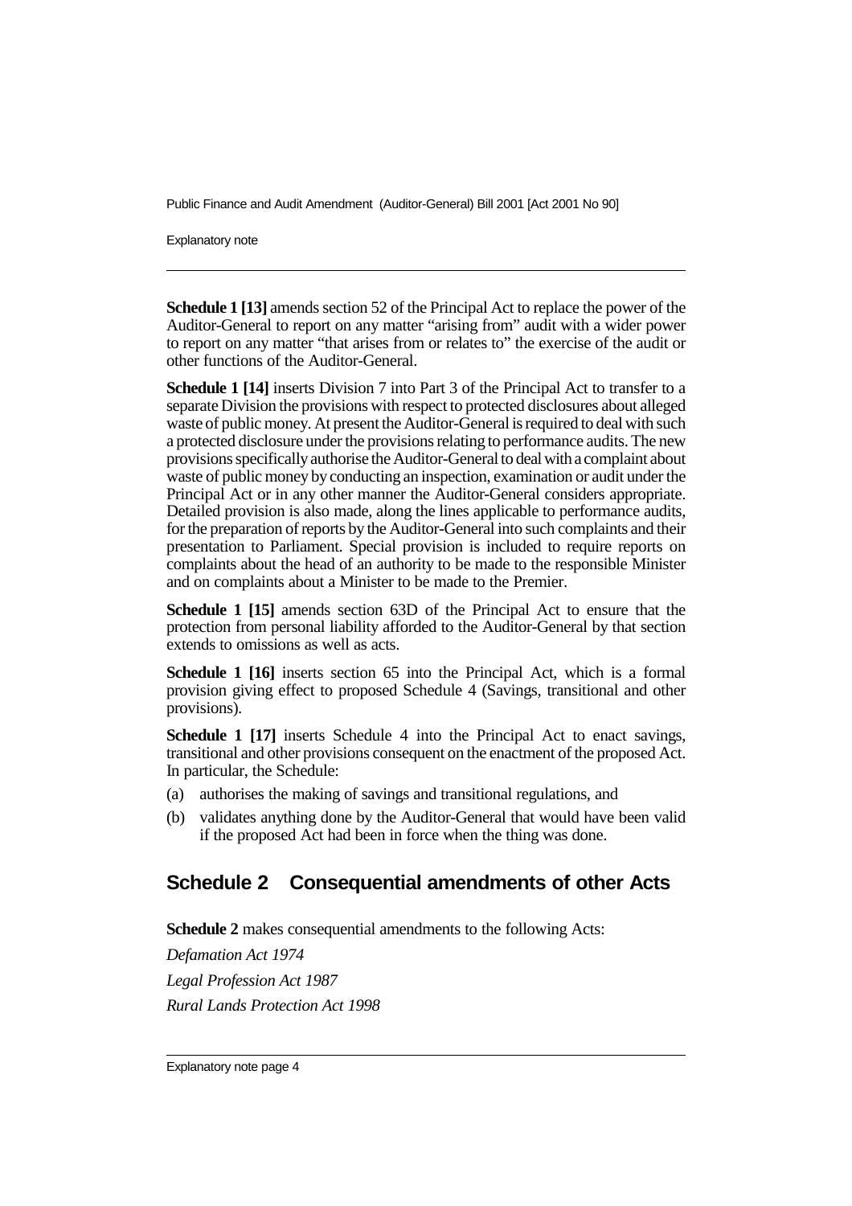**Schedule 1 [13]** amends section 52 of the Principal Act to replace the power of the Auditor-General to report on any matter "arising from" audit with a wider power to report on any matter "that arises from or relates to" the exercise of the audit or other functions of the Auditor-General.

**Schedule 1 [14]** inserts Division 7 into Part 3 of the Principal Act to transfer to a separate Division the provisions with respect to protected disclosures about alleged waste of public money. At present the Auditor-General is required to deal with such a protected disclosure under the provisions relating to performance audits. The new provisions specifically authorise the Auditor-General to deal with a complaint about waste of public money by conducting an inspection, examination or audit under the Principal Act or in any other manner the Auditor-General considers appropriate. Detailed provision is also made, along the lines applicable to performance audits, for the preparation of reports by the Auditor-General into such complaints and their presentation to Parliament. Special provision is included to require reports on complaints about the head of an authority to be made to the responsible Minister and on complaints about a Minister to be made to the Premier.

**Schedule 1 [15]** amends section 63D of the Principal Act to ensure that the protection from personal liability afforded to the Auditor-General by that section extends to omissions as well as acts.

**Schedule 1 [16]** inserts section 65 into the Principal Act, which is a formal provision giving effect to proposed Schedule 4 (Savings, transitional and other provisions).

**Schedule 1 [17]** inserts Schedule 4 into the Principal Act to enact savings, transitional and other provisions consequent on the enactment of the proposed Act. In particular, the Schedule:

(a) authorises the making of savings and transitional regulations, and

(b) validates anything done by the Auditor-General that would have been valid if the proposed Act had been in force when the thing was done.

## Schedule 2 Consequential amendments of other Acts

**Schedule 2** makes consequential amendments to the following Acts:

*Defamation Act 1974*

*Legal Profession Act 1987*

*Rural Lands Protection Act 1998*